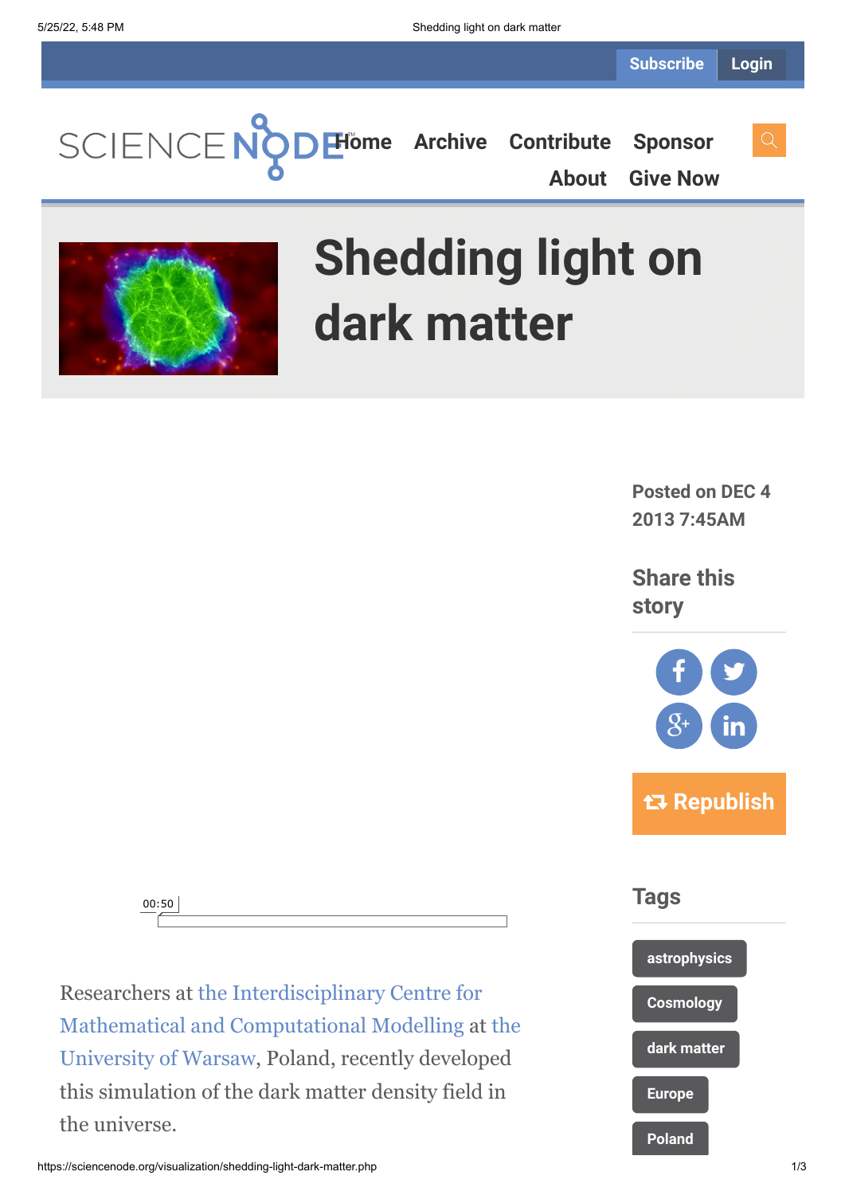Subscribe Login

SCIENCE NODE

Home Archive Contribute Sponsor About Give Now

# Shedding light on dark matter

00:50

Researchers at the Interdisciplinary Centre for Mathematical and Computational Modelling at the University of Warsaw, Poland, recently developed this simulation of the dark matter density field in the universe.

Posted on DEC 4 2013 7:45AM

## Share this story

Republish

## Tags

- astrophysics
- Cosmology
- dark matter
- Europe
- Poland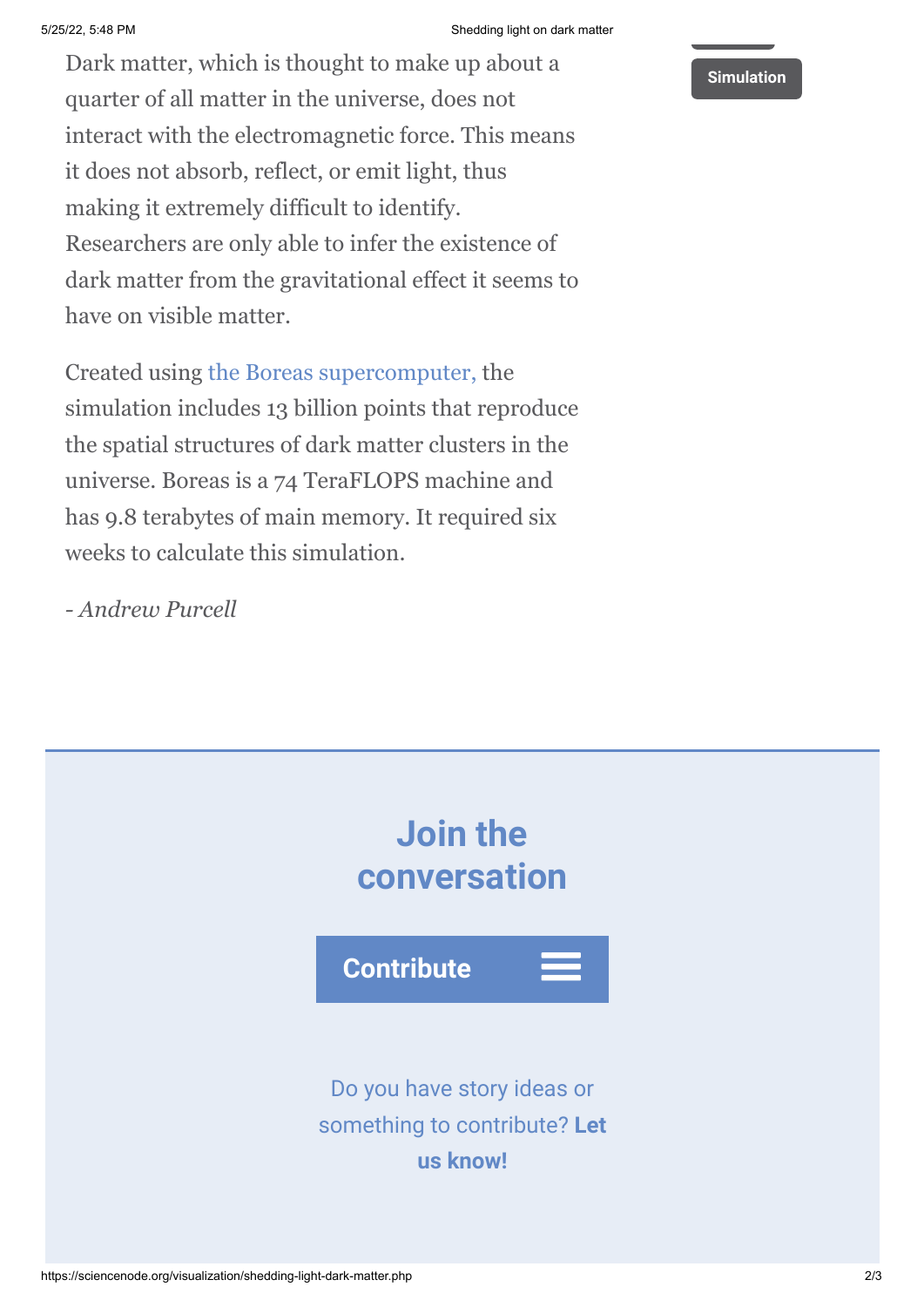Simulation

Dark matter, which is thought to make up about a quarter of all matter in the universe, does not interact with the electromagnetic force. This means it does not absorb, reflect, or emit light, thus making it extremely difficult to identify. Researchers are only able to infer the existence of dark matter from the gravitational effect it seems to have on visible matter.

Created using [the Boreas supercomputer,](#) the simulation includes 13 billion points that reproduce the spatial structures of dark matter clusters in the universe. Boreas is a 74 TeraFLOPS machine and has 9.8 terabytes of main memory. It required six weeks to calculate this simulation.

*- Andrew Purcell*

## Join the conversation

**Contribute**

Do you have story ideas or something to contribute? **Let us know!**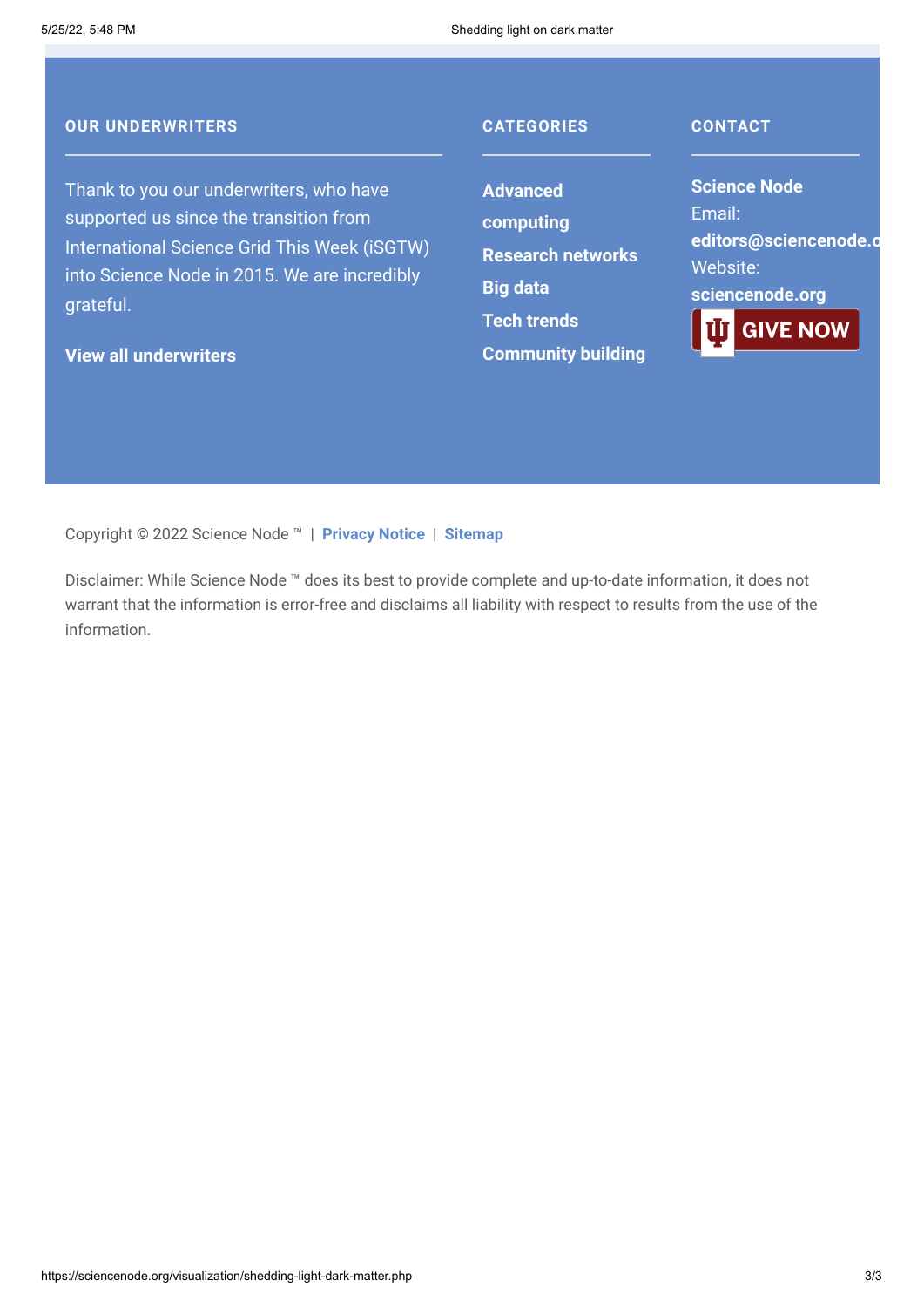### OUR UNDERWRITERS

Thank to you our underwriters, who have supported us since the transition from International Science Grid This Week (iSGTW) into Science Node in 2015. We are incredibly grateful.

**View all underwriters**

### CATEGORIES

**Advanced computing**

**Research networks**

**Big data**

**Tech trends**

**Community building**

### CONTACT

**Science Node**

Email:

**editors@sciencenode.o**

Website:

**sciencenode.org**

GIVE NOW

Copyright © 2022 Science Node ™ | **Privacy Notice** | **Sitemap**

Disclaimer: While Science Node ™ does its best to provide complete and up-to-date information, it does not warrant that the information is error-free and disclaims all liability with respect to results from the use of the information.